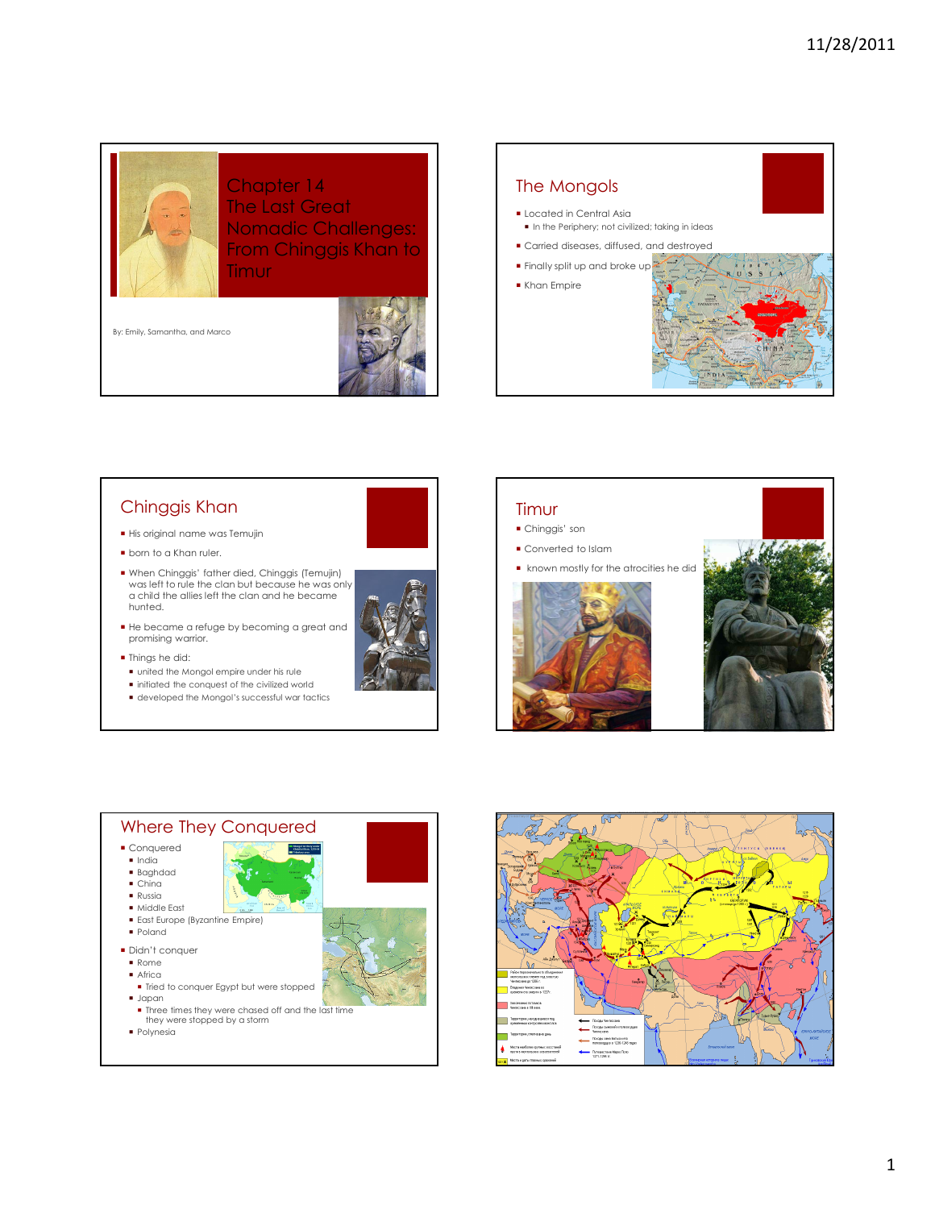# Chapter 14 The Last Great Nomadic Challenges: From Chinggis Khan to Timur

By: Emily, Samantha, and Marco

## The Mongols

- Located in Central Asia
  - In the Periphery; not civilized; taking in ideas
- Carried diseases, diffused, and destroyed
- Finally split up and broke up
- Khan Empire

## Chinggis Khan

- His original name was Temujin
- born to a Khan ruler.
- When Chinggis' father died, Chinggis (Temujin) was left to rule the clan but because he was only a child the allies left the clan and he became hunted.
- He became a refuge by becoming a great and promising warrior.
- Things he did:
  - united the Mongol empire under his rule
  - initiated the conquest of the civilized world
  - developed the Mongol's successful war tactics

## Timur

- Chinggis' son
- Converted to Islam
- known mostly for the atrocities he did

## Where They Conquered

- Conquered
  - India
  - Baghdad
  - China
  - Russia
  - Middle East
  - East Europe (Byzantine Empire)
  - Poland
- Didn't conquer
  - Rome
  - Africa
    - Tried to conquer Egypt but were stopped
  - Japan
    - Three times they were chased off and the last time they were stopped by a storm
  - Polynesia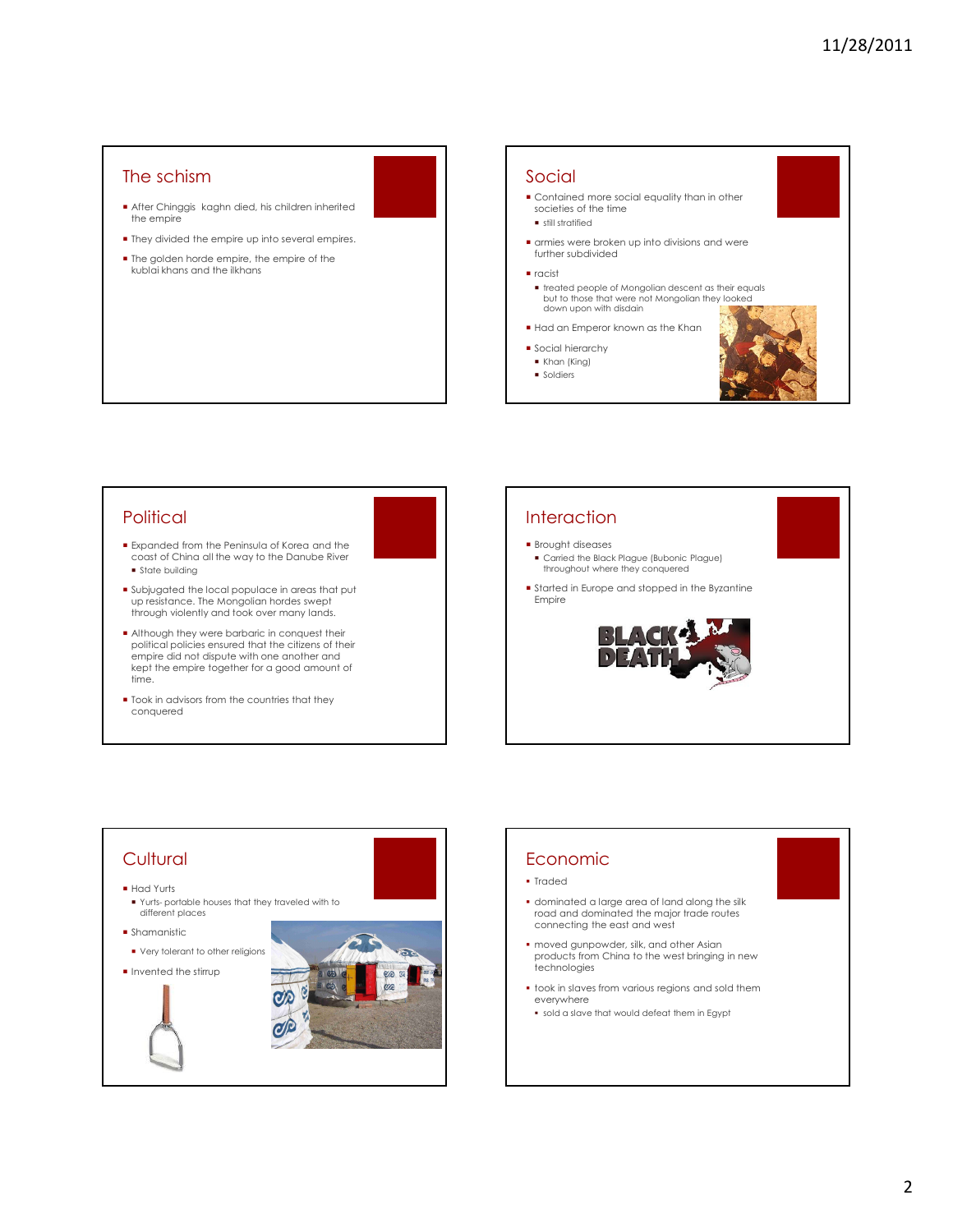## The schism

- After Chinggis kaghn died, his children inherited the empire
- They divided the empire up into several empires.
- The golden horde empire, the empire of the kublai khans and the ilkhans

## Social

- Contained more social equality than in other societies of the time
  - still stratified
- armies were broken up into divisions and were further subdivided
- racist
  - treated people of Mongolian descent as their equals but to those that were not Mongolian they looked down upon with disdain
- Had an Emperor known as the Khan
- Social hierarchy
  - Khan (King)
  - Soldiers

## Political

- Expanded from the Peninsula of Korea and the coast of China all the way to the Danube River
  - State building
- Subjugated the local populace in areas that put up resistance. The Mongolian hordes swept through violently and took over many lands.
- Although they were barbaric in conquest their political policies ensured that the citizens of their empire did not dispute with one another and kept the empire together for a good amount of time.
- Took in advisors from the countries that they conquered

## Interaction

- Brought diseases
  - Carried the Black Plague (Bubonic Plague) throughout where they conquered
- Started in Europe and stopped in the Byzantine Empire

## Cultural

- Had Yurts
  - Yurts- portable houses that they traveled with to different places
- Shamanistic
  - Very tolerant to other religions
- Invented the stirrup

## Economic

- Traded
- dominated a large area of land along the silk road and dominated the major trade routes connecting the east and west
- moved gunpowder, silk, and other Asian products from China to the west bringing in new technologies
- took in slaves from various regions and sold them everywhere
  - sold a slave that would defeat them in Egypt